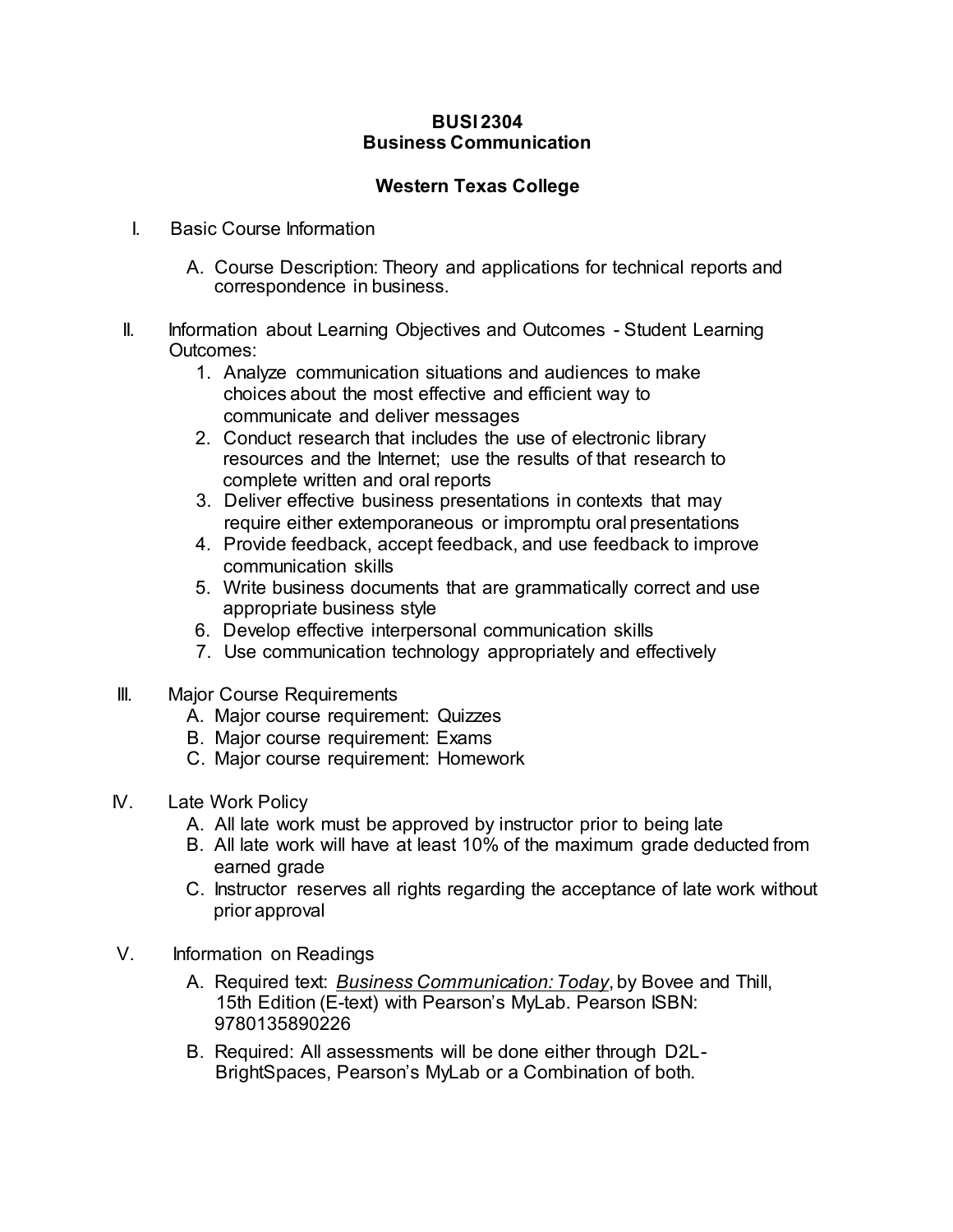# BUSI 2304
# Business Communication

## Western Texas College

I. Basic Course Information

   A. Course Description: Theory and applications for technical reports and correspondence in business.

II. Information about Learning Objectives and Outcomes - Student Learning Outcomes:

   1. Analyze communication situations and audiences to make choices about the most effective and efficient way to communicate and deliver messages
   2. Conduct research that includes the use of electronic library resources and the Internet; use the results of that research to complete written and oral reports
   3. Deliver effective business presentations in contexts that may require either extemporaneous or impromptu oral presentations
   4. Provide feedback, accept feedback, and use feedback to improve communication skills
   5. Write business documents that are grammatically correct and use appropriate business style
   6. Develop effective interpersonal communication skills
   7. Use communication technology appropriately and effectively

III. Major Course Requirements

   A. Major course requirement: Quizzes
   B. Major course requirement: Exams
   C. Major course requirement: Homework

IV. Late Work Policy

   A. All late work must be approved by instructor prior to being late
   B. All late work will have at least 10% of the maximum grade deducted from earned grade
   C. Instructor reserves all rights regarding the acceptance of late work without prior approval

V. Information on Readings

   A. Required text: *Business Communication: Today*, by Bovee and Thill, 15th Edition (E-text) with Pearson's MyLab. Pearson ISBN: 9780135890226
   B. Required: All assessments will be done either through D2L-BrightSpaces, Pearson's MyLab or a Combination of both.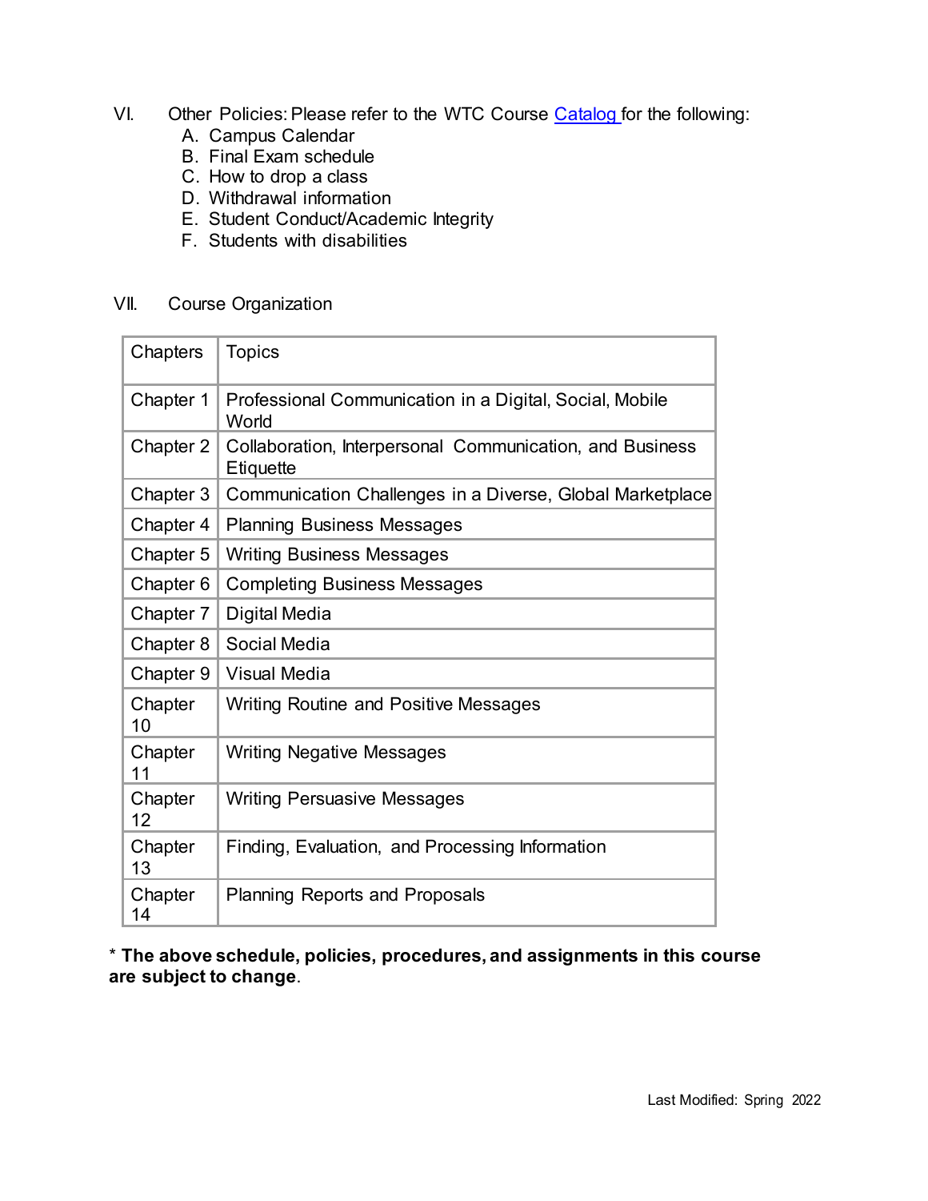VI. Other Policies: Please refer to the WTC Course [Catalog](Catalog) for the following:

A. Campus Calendar
B. Final Exam schedule
C. How to drop a class
D. Withdrawal information
E. Student Conduct/Academic Integrity
F. Students with disabilities

VII. Course Organization

| Chapters | Topics |
|---|---|
| Chapter 1 | Professional Communication in a Digital, Social, Mobile World |
| Chapter 2 | Collaboration, Interpersonal Communication, and Business Etiquette |
| Chapter 3 | Communication Challenges in a Diverse, Global Marketplace |
| Chapter 4 | Planning Business Messages |
| Chapter 5 | Writing Business Messages |
| Chapter 6 | Completing Business Messages |
| Chapter 7 | Digital Media |
| Chapter 8 | Social Media |
| Chapter 9 | Visual Media |
| Chapter 10 | Writing Routine and Positive Messages |
| Chapter 11 | Writing Negative Messages |
| Chapter 12 | Writing Persuasive Messages |
| Chapter 13 | Finding, Evaluation, and Processing Information |
| Chapter 14 | Planning Reports and Proposals |

* **The above schedule, policies, procedures, and assignments in this course are subject to change**.

Last Modified: Spring 2022